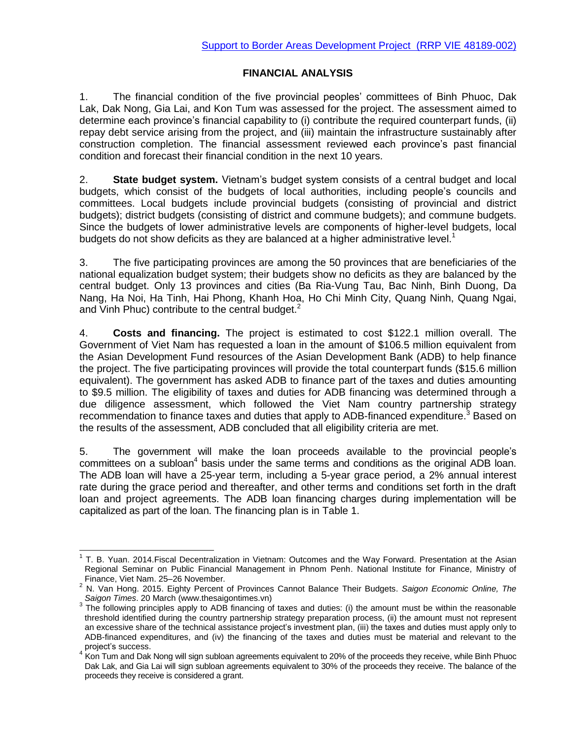Support to Border Areas Development Project (RRP VIE 48189-002)

# FINANCIAL ANALYSIS

1. The financial condition of the five provincial peoples' committees of Binh Phuoc, Dak Lak, Dak Nong, Gia Lai, and Kon Tum was assessed for the project. The assessment aimed to determine each province's financial capability to (i) contribute the required counterpart funds, (ii) repay debt service arising from the project, and (iii) maintain the infrastructure sustainably after construction completion. The financial assessment reviewed each province's past financial condition and forecast their financial condition in the next 10 years.

2. **State budget system.** Vietnam's budget system consists of a central budget and local budgets, which consist of the budgets of local authorities, including people's councils and committees. Local budgets include provincial budgets (consisting of provincial and district budgets); district budgets (consisting of district and commune budgets); and commune budgets. Since the budgets of lower administrative levels are components of higher-level budgets, local budgets do not show deficits as they are balanced at a higher administrative level.[1]

3. The five participating provinces are among the 50 provinces that are beneficiaries of the national equalization budget system; their budgets show no deficits as they are balanced by the central budget. Only 13 provinces and cities (Ba Ria-Vung Tau, Bac Ninh, Binh Duong, Da Nang, Ha Noi, Ha Tinh, Hai Phong, Khanh Hoa, Ho Chi Minh City, Quang Ninh, Quang Ngai, and Vinh Phuc) contribute to the central budget.[2]

4. **Costs and financing.** The project is estimated to cost $122.1 million overall. The Government of Viet Nam has requested a loan in the amount of $106.5 million equivalent from the Asian Development Fund resources of the Asian Development Bank (ADB) to help finance the project. The five participating provinces will provide the total counterpart funds ($15.6 million equivalent). The government has asked ADB to finance part of the taxes and duties amounting to $9.5 million. The eligibility of taxes and duties for ADB financing was determined through a due diligence assessment, which followed the Viet Nam country partnership strategy recommendation to finance taxes and duties that apply to ADB-financed expenditure.[3] Based on the results of the assessment, ADB concluded that all eligibility criteria are met.

5. The government will make the loan proceeds available to the provincial people's committees on a subloan[4] basis under the same terms and conditions as the original ADB loan. The ADB loan will have a 25-year term, including a 5-year grace period, a 2% annual interest rate during the grace period and thereafter, and other terms and conditions set forth in the draft loan and project agreements. The ADB loan financing charges during implementation will be capitalized as part of the loan. The financing plan is in Table 1.

---

[1] T. B. Yuan. 2014.Fiscal Decentralization in Vietnam: Outcomes and the Way Forward. Presentation at the Asian Regional Seminar on Public Financial Management in Phnom Penh. National Institute for Finance, Ministry of Finance, Viet Nam. 25–26 November.

[2] N. Van Hong. 2015. Eighty Percent of Provinces Cannot Balance Their Budgets. *Saigon Economic Online, The Saigon Times*. 20 March (www.thesaigontimes.vn)

[3] The following principles apply to ADB financing of taxes and duties: (i) the amount must be within the reasonable threshold identified during the country partnership strategy preparation process, (ii) the amount must not represent an excessive share of the technical assistance project's investment plan, (iii) the taxes and duties must apply only to ADB-financed expenditures, and (iv) the financing of the taxes and duties must be material and relevant to the project's success.

[4] Kon Tum and Dak Nong will sign subloan agreements equivalent to 20% of the proceeds they receive, while Binh Phuoc Dak Lak, and Gia Lai will sign subloan agreements equivalent to 30% of the proceeds they receive. The balance of the proceeds they receive is considered a grant.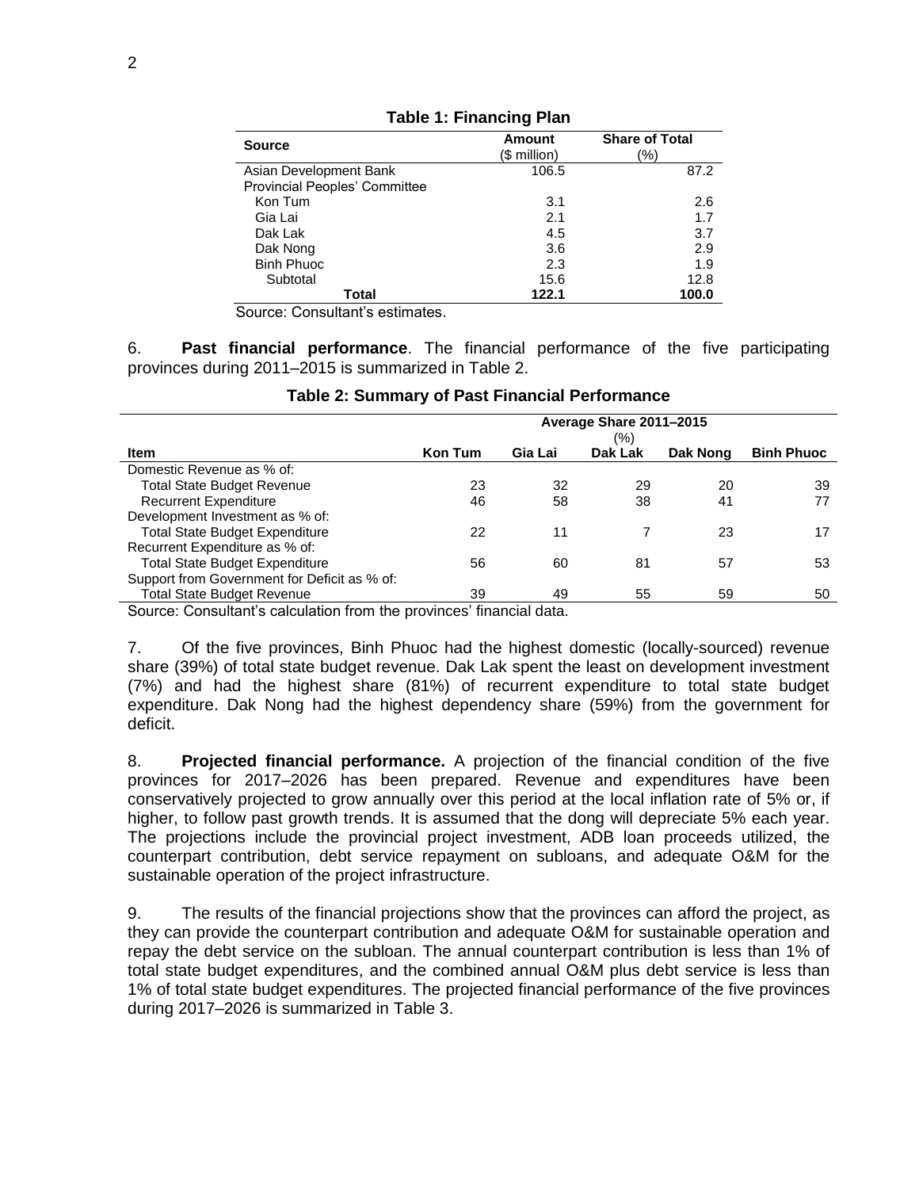**Table 1: Financing Plan**

| Source | Amount ($ million) | Share of Total (%) |
|---|---|---|
| Asian Development Bank | 106.5 | 87.2 |
| Provincial Peoples' Committee | | |
| Kon Tum | 3.1 | 2.6 |
| Gia Lai | 2.1 | 1.7 |
| Dak Lak | 4.5 | 3.7 |
| Dak Nong | 3.6 | 2.9 |
| Binh Phuoc | 2.3 | 1.9 |
| Subtotal | 15.6 | 12.8 |
| **Total** | **122.1** | **100.0** |

Source: Consultant's estimates.

6. **Past financial performance**. The financial performance of the five participating provinces during 2011–2015 is summarized in Table 2.

**Table 2: Summary of Past Financial Performance**

| | Average Share 2011–2015 (%) | | | | |
|---|---|---|---|---|---|
| **Item** | **Kon Tum** | **Gia Lai** | **Dak Lak** | **Dak Nong** | **Binh Phuoc** |
| Domestic Revenue as % of: | | | | | |
| Total State Budget Revenue | 23 | 32 | 29 | 20 | 39 |
| Recurrent Expenditure | 46 | 58 | 38 | 41 | 77 |
| Development Investment as % of: | | | | | |
| Total State Budget Expenditure | 22 | 11 | 7 | 23 | 17 |
| Recurrent Expenditure as % of: | | | | | |
| Total State Budget Expenditure | 56 | 60 | 81 | 57 | 53 |
| Support from Government for Deficit as % of: | | | | | |
| Total State Budget Revenue | 39 | 49 | 55 | 59 | 50 |

Source: Consultant's calculation from the provinces' financial data.

7. Of the five provinces, Binh Phuoc had the highest domestic (locally-sourced) revenue share (39%) of total state budget revenue. Dak Lak spent the least on development investment (7%) and had the highest share (81%) of recurrent expenditure to total state budget expenditure. Dak Nong had the highest dependency share (59%) from the government for deficit.

8. **Projected financial performance.** A projection of the financial condition of the five provinces for 2017–2026 has been prepared. Revenue and expenditures have been conservatively projected to grow annually over this period at the local inflation rate of 5% or, if higher, to follow past growth trends. It is assumed that the dong will depreciate 5% each year. The projections include the provincial project investment, ADB loan proceeds utilized, the counterpart contribution, debt service repayment on subloans, and adequate O&M for the sustainable operation of the project infrastructure.

9. The results of the financial projections show that the provinces can afford the project, as they can provide the counterpart contribution and adequate O&M for sustainable operation and repay the debt service on the subloan. The annual counterpart contribution is less than 1% of total state budget expenditures, and the combined annual O&M plus debt service is less than 1% of total state budget expenditures. The projected financial performance of the five provinces during 2017–2026 is summarized in Table 3.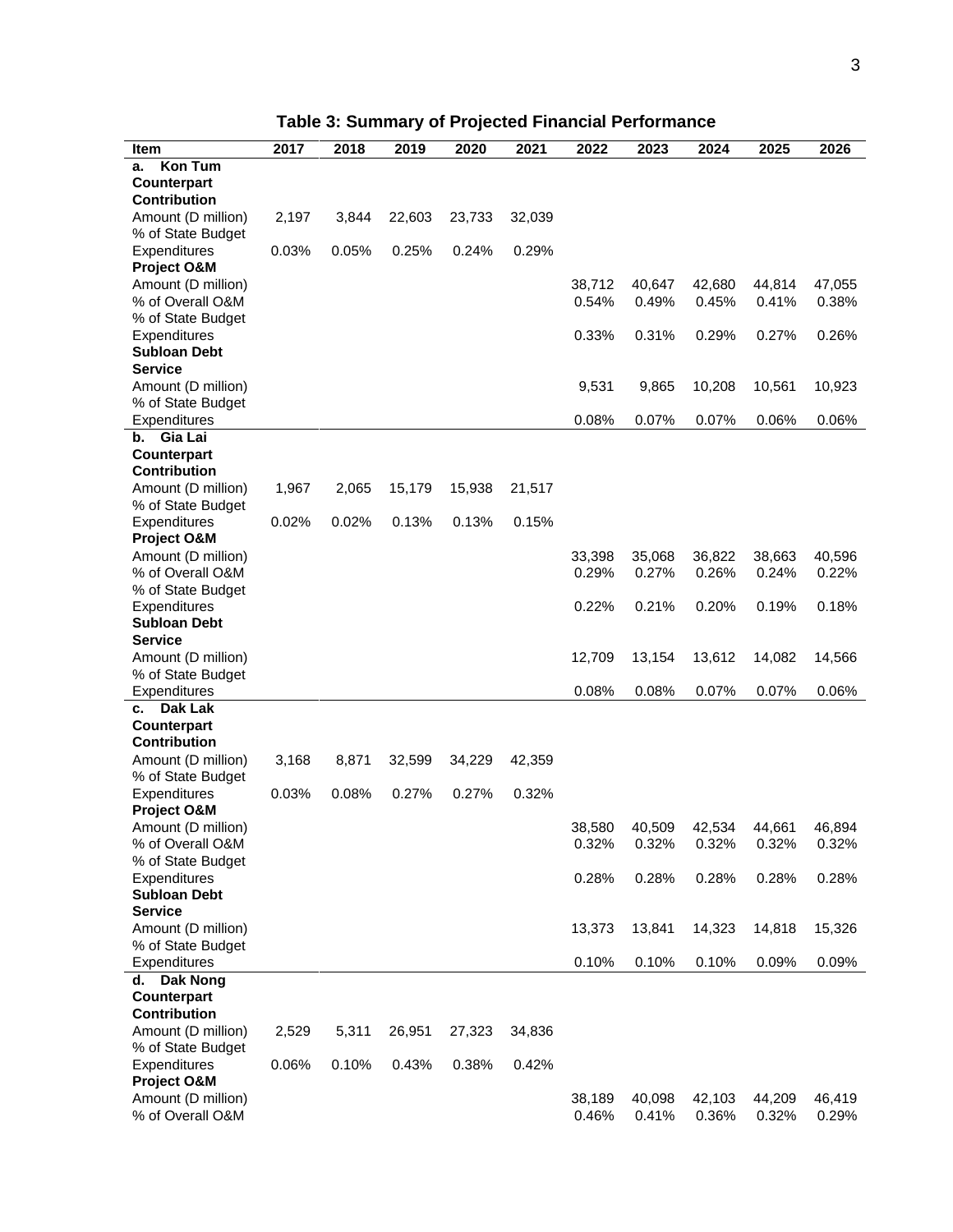**Table 3: Summary of Projected Financial Performance**

| Item | 2017 | 2018 | 2019 | 2020 | 2021 | 2022 | 2023 | 2024 | 2025 | 2026 |
|---|---|---|---|---|---|---|---|---|---|---|
| **a. Kon Tum** | | | | | | | | | | |
| **Counterpart Contribution** | | | | | | | | | | |
| Amount (D million) | 2,197 | 3,844 | 22,603 | 23,733 | 32,039 | | | | | |
| % of State Budget Expenditures | 0.03% | 0.05% | 0.25% | 0.24% | 0.29% | | | | | |
| **Project O&M** | | | | | | | | | | |
| Amount (D million) | | | | | | 38,712 | 40,647 | 42,680 | 44,814 | 47,055 |
| % of Overall O&M | | | | | | 0.54% | 0.49% | 0.45% | 0.41% | 0.38% |
| % of State Budget Expenditures | | | | | | 0.33% | 0.31% | 0.29% | 0.27% | 0.26% |
| **Subloan Debt Service** | | | | | | | | | | |
| Amount (D million) | | | | | | 9,531 | 9,865 | 10,208 | 10,561 | 10,923 |
| % of State Budget Expenditures | | | | | | 0.08% | 0.07% | 0.07% | 0.06% | 0.06% |
| **b. Gia Lai** | | | | | | | | | | |
| **Counterpart Contribution** | | | | | | | | | | |
| Amount (D million) | 1,967 | 2,065 | 15,179 | 15,938 | 21,517 | | | | | |
| % of State Budget Expenditures | 0.02% | 0.02% | 0.13% | 0.13% | 0.15% | | | | | |
| **Project O&M** | | | | | | | | | | |
| Amount (D million) | | | | | | 33,398 | 35,068 | 36,822 | 38,663 | 40,596 |
| % of Overall O&M | | | | | | 0.29% | 0.27% | 0.26% | 0.24% | 0.22% |
| % of State Budget Expenditures | | | | | | 0.22% | 0.21% | 0.20% | 0.19% | 0.18% |
| **Subloan Debt Service** | | | | | | | | | | |
| Amount (D million) | | | | | | 12,709 | 13,154 | 13,612 | 14,082 | 14,566 |
| % of State Budget Expenditures | | | | | | 0.08% | 0.08% | 0.07% | 0.07% | 0.06% |
| **c. Dak Lak** | | | | | | | | | | |
| **Counterpart Contribution** | | | | | | | | | | |
| Amount (D million) | 3,168 | 8,871 | 32,599 | 34,229 | 42,359 | | | | | |
| % of State Budget Expenditures | 0.03% | 0.08% | 0.27% | 0.27% | 0.32% | | | | | |
| **Project O&M** | | | | | | | | | | |
| Amount (D million) | | | | | | 38,580 | 40,509 | 42,534 | 44,661 | 46,894 |
| % of Overall O&M | | | | | | 0.32% | 0.32% | 0.32% | 0.32% | 0.32% |
| % of State Budget Expenditures | | | | | | 0.28% | 0.28% | 0.28% | 0.28% | 0.28% |
| **Subloan Debt Service** | | | | | | | | | | |
| Amount (D million) | | | | | | 13,373 | 13,841 | 14,323 | 14,818 | 15,326 |
| % of State Budget Expenditures | | | | | | 0.10% | 0.10% | 0.10% | 0.09% | 0.09% |
| **d. Dak Nong** | | | | | | | | | | |
| **Counterpart Contribution** | | | | | | | | | | |
| Amount (D million) | 2,529 | 5,311 | 26,951 | 27,323 | 34,836 | | | | | |
| % of State Budget Expenditures | 0.06% | 0.10% | 0.43% | 0.38% | 0.42% | | | | | |
| **Project O&M** | | | | | | | | | | |
| Amount (D million) | | | | | | 38,189 | 40,098 | 42,103 | 44,209 | 46,419 |
| % of Overall O&M | | | | | | 0.46% | 0.41% | 0.36% | 0.32% | 0.29% |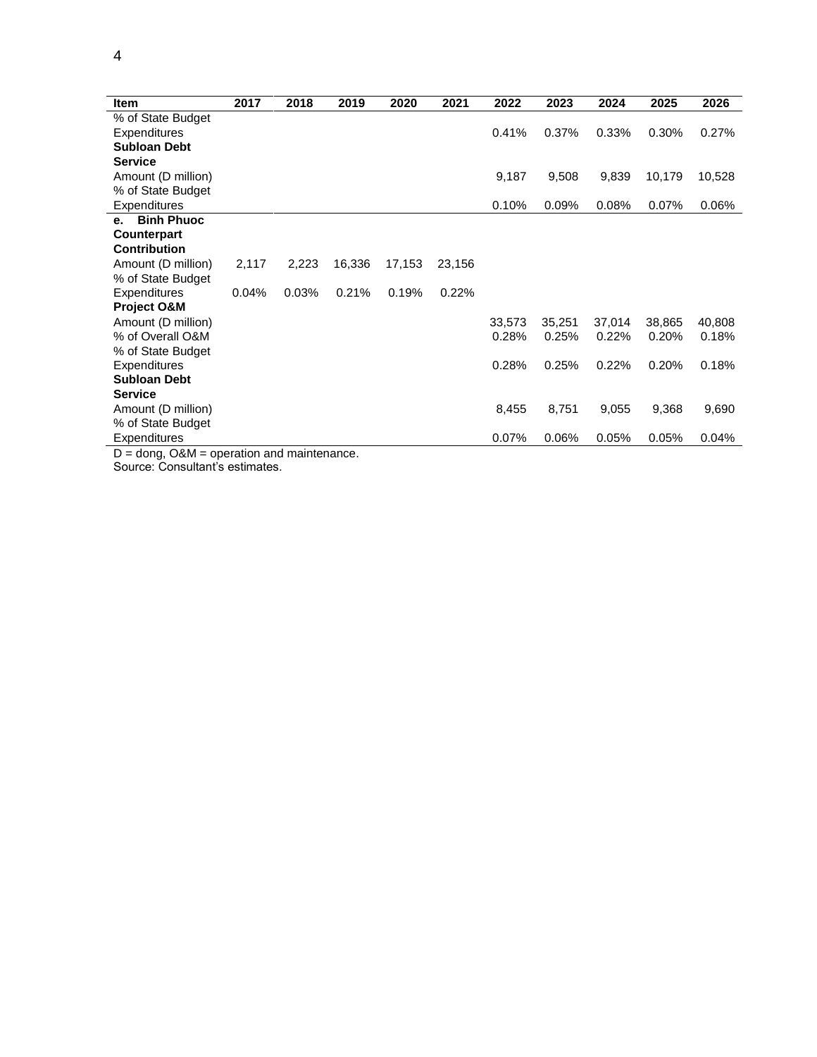| Item | 2017 | 2018 | 2019 | 2020 | 2021 | 2022 | 2023 | 2024 | 2025 | 2026 |
|---|---|---|---|---|---|---|---|---|---|---|
| % of State Budget Expenditures | | | | | | 0.41% | 0.37% | 0.33% | 0.30% | 0.27% |
| **Subloan Debt Service** | | | | | | | | | | |
| Amount (D million) | | | | | | 9,187 | 9,508 | 9,839 | 10,179 | 10,528 |
| % of State Budget Expenditures | | | | | | 0.10% | 0.09% | 0.08% | 0.07% | 0.06% |
| **e. Binh Phuoc Counterpart Contribution** | | | | | | | | | | |
| Amount (D million) | 2,117 | 2,223 | 16,336 | 17,153 | 23,156 | | | | | |
| % of State Budget Expenditures | 0.04% | 0.03% | 0.21% | 0.19% | 0.22% | | | | | |
| **Project O&M** | | | | | | | | | | |
| Amount (D million) | | | | | | 33,573 | 35,251 | 37,014 | 38,865 | 40,808 |
| % of Overall O&M | | | | | | 0.28% | 0.25% | 0.22% | 0.20% | 0.18% |
| % of State Budget Expenditures | | | | | | 0.28% | 0.25% | 0.22% | 0.20% | 0.18% |
| **Subloan Debt Service** | | | | | | | | | | |
| Amount (D million) | | | | | | 8,455 | 8,751 | 9,055 | 9,368 | 9,690 |
| % of State Budget Expenditures | | | | | | 0.07% | 0.06% | 0.05% | 0.05% | 0.04% |

D = dong, O&M = operation and maintenance.
Source: Consultant's estimates.